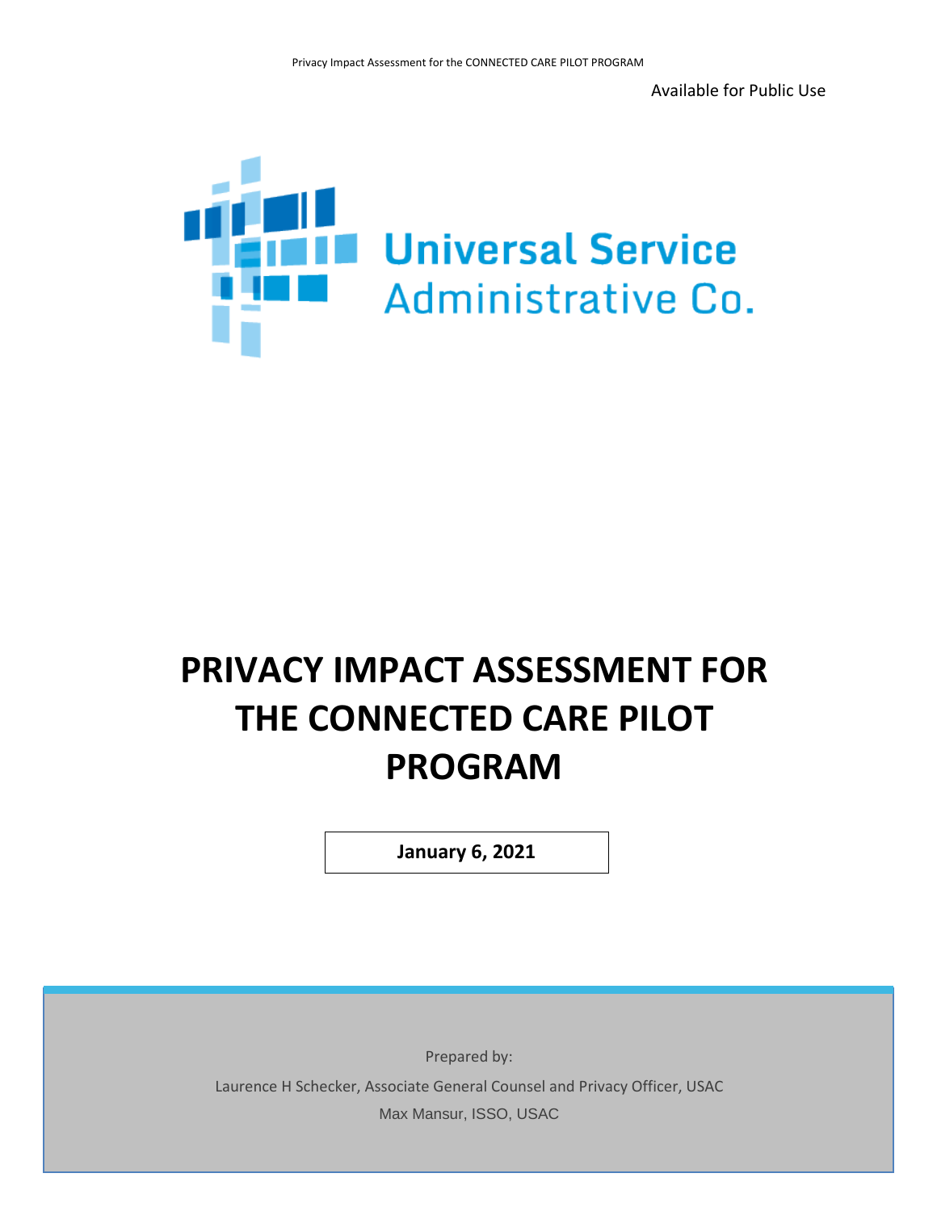Available for Public Use

Universal Service
Administrative Co.

# PRIVACY IMPACT ASSESSMENT FOR THE CONNECTED CARE PILOT PROGRAM

**January 6, 2021**

Prepared by:

Laurence H Schecker, Associate General Counsel and Privacy Officer, USAC

Max Mansur, ISSO, USAC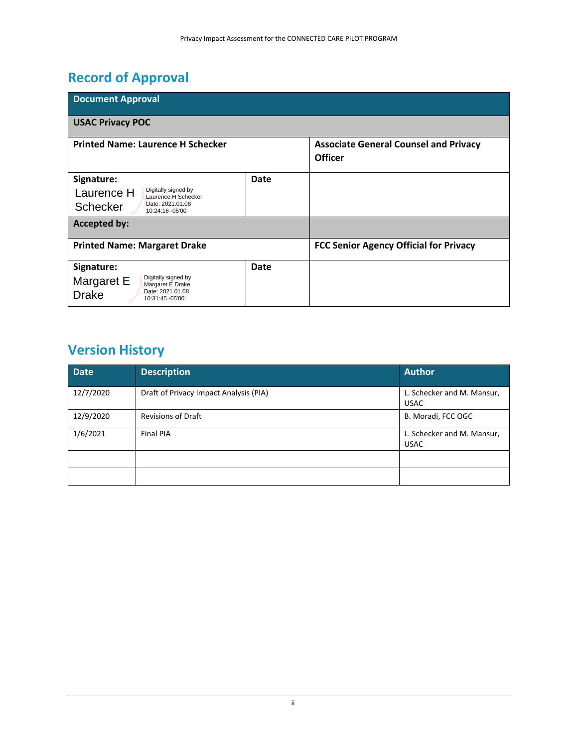## Record of Approval

| Document Approval | | |
|---|---|---|
| **USAC Privacy POC** | | |
| **Printed Name: Laurence H Schecker** | | **Associate General Counsel and Privacy Officer** |
| **Signature:** Laurence H Schecker Digitally signed by Laurence H Schecker Date: 2021.01.08 10:24:16 -05'00' | **Date** | |
| **Accepted by:** | | |
| **Printed Name: Margaret Drake** | | **FCC Senior Agency Official for Privacy** |
| **Signature:** Margaret E Drake Digitally signed by Margaret E Drake Date: 2021.01.08 10:31:45 -05'00' | **Date** | |

## Version History

| Date | Description | Author |
|---|---|---|
| 12/7/2020 | Draft of Privacy Impact Analysis (PIA) | L. Schecker and M. Mansur, USAC |
| 12/9/2020 | Revisions of Draft | B. Moradi, FCC OGC |
| 1/6/2021 | Final PIA | L. Schecker and M. Mansur, USAC |
| | | |
| | | |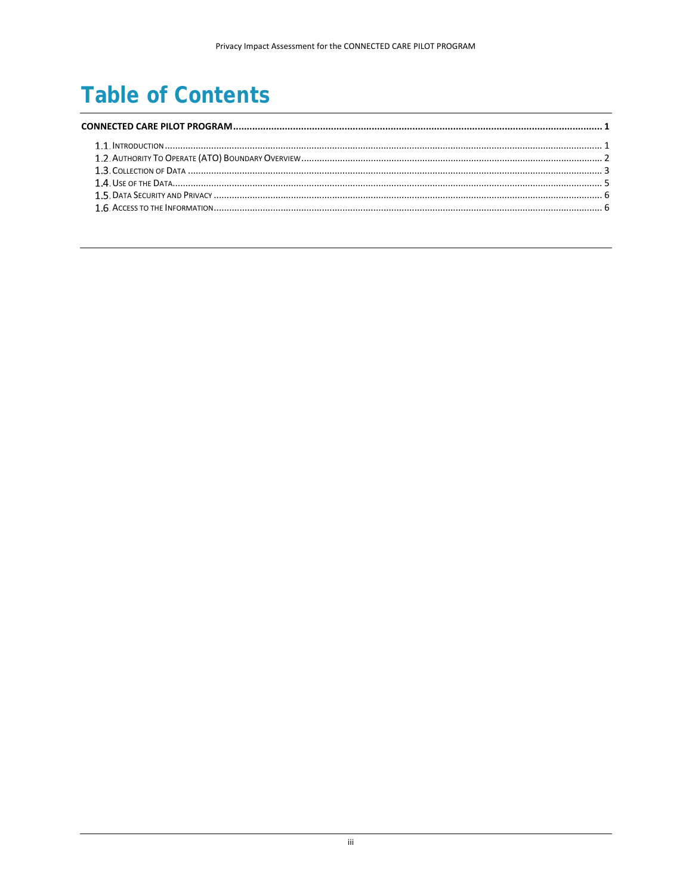# Table of Contents

**CONNECTED CARE PILOT PROGRAM ........................................................ 1**

- 1.1. INTRODUCTION ........................................................ 1
- 1.2. AUTHORITY TO OPERATE (ATO) BOUNDARY OVERVIEW ........................................................ 2
- 1.3. COLLECTION OF DATA ........................................................ 3
- 1.4. USE OF THE DATA ........................................................ 5
- 1.5. DATA SECURITY AND PRIVACY ........................................................ 6
- 1.6. ACCESS TO THE INFORMATION ........................................................ 6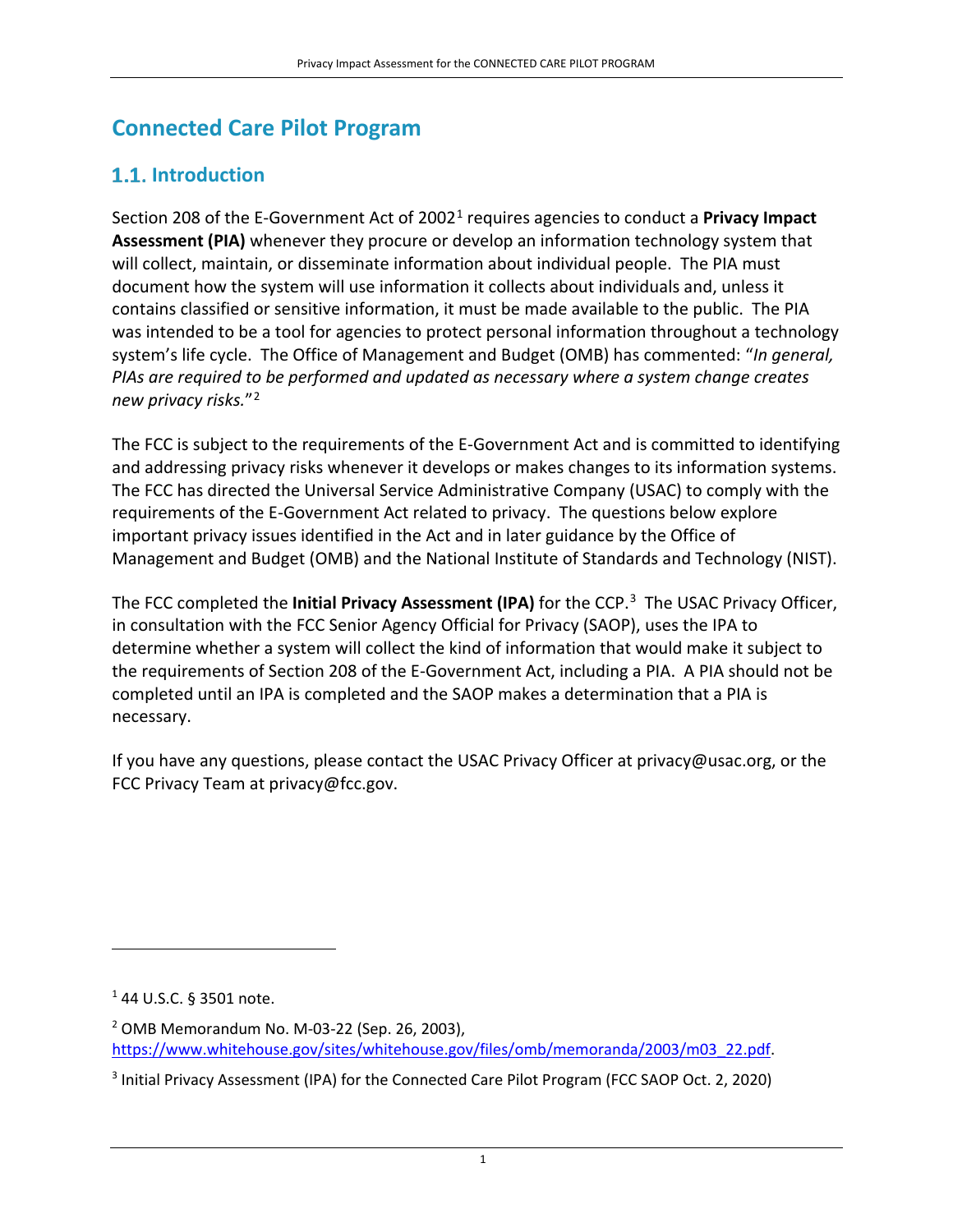# Connected Care Pilot Program

## 1.1. Introduction

Section 208 of the E-Government Act of 2002[1] requires agencies to conduct a **Privacy Impact Assessment (PIA)** whenever they procure or develop an information technology system that will collect, maintain, or disseminate information about individual people. The PIA must document how the system will use information it collects about individuals and, unless it contains classified or sensitive information, it must be made available to the public. The PIA was intended to be a tool for agencies to protect personal information throughout a technology system's life cycle. The Office of Management and Budget (OMB) has commented: "*In general, PIAs are required to be performed and updated as necessary where a system change creates new privacy risks.*"[2]

The FCC is subject to the requirements of the E-Government Act and is committed to identifying and addressing privacy risks whenever it develops or makes changes to its information systems. The FCC has directed the Universal Service Administrative Company (USAC) to comply with the requirements of the E-Government Act related to privacy. The questions below explore important privacy issues identified in the Act and in later guidance by the Office of Management and Budget (OMB) and the National Institute of Standards and Technology (NIST).

The FCC completed the **Initial Privacy Assessment (IPA)** for the CCP.[3] The USAC Privacy Officer, in consultation with the FCC Senior Agency Official for Privacy (SAOP), uses the IPA to determine whether a system will collect the kind of information that would make it subject to the requirements of Section 208 of the E-Government Act, including a PIA. A PIA should not be completed until an IPA is completed and the SAOP makes a determination that a PIA is necessary.

If you have any questions, please contact the USAC Privacy Officer at privacy@usac.org, or the FCC Privacy Team at privacy@fcc.gov.

---

[1] 44 U.S.C. § 3501 note.

[2] OMB Memorandum No. M-03-22 (Sep. 26, 2003), https://www.whitehouse.gov/sites/whitehouse.gov/files/omb/memoranda/2003/m03_22.pdf.

[3] Initial Privacy Assessment (IPA) for the Connected Care Pilot Program (FCC SAOP Oct. 2, 2020)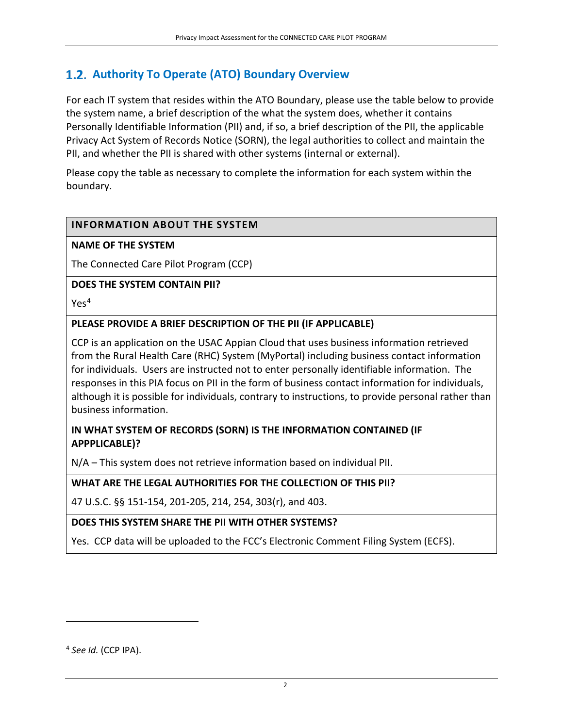## 1.2. Authority To Operate (ATO) Boundary Overview

For each IT system that resides within the ATO Boundary, please use the table below to provide the system name, a brief description of the what the system does, whether it contains Personally Identifiable Information (PII) and, if so, a brief description of the PII, the applicable Privacy Act System of Records Notice (SORN), the legal authorities to collect and maintain the PII, and whether the PII is shared with other systems (internal or external).

Please copy the table as necessary to complete the information for each system within the boundary.

| INFORMATION ABOUT THE SYSTEM |
|---|
| **NAME OF THE SYSTEM** |
| The Connected Care Pilot Program (CCP) |
| **DOES THE SYSTEM CONTAIN PII?** |
| Yes[4] |
| **PLEASE PROVIDE A BRIEF DESCRIPTION OF THE PII (IF APPLICABLE)** |
| CCP is an application on the USAC Appian Cloud that uses business information retrieved from the Rural Health Care (RHC) System (MyPortal) including business contact information for individuals. Users are instructed not to enter personally identifiable information. The responses in this PIA focus on PII in the form of business contact information for individuals, although it is possible for individuals, contrary to instructions, to provide personal rather than business information. |
| **IN WHAT SYSTEM OF RECORDS (SORN) IS THE INFORMATION CONTAINED (IF APPPLICABLE)?** |
| N/A – This system does not retrieve information based on individual PII. |
| **WHAT ARE THE LEGAL AUTHORITIES FOR THE COLLECTION OF THIS PII?** |
| 47 U.S.C. §§ 151-154, 201-205, 214, 254, 303(r), and 403. |
| **DOES THIS SYSTEM SHARE THE PII WITH OTHER SYSTEMS?** |
| Yes. CCP data will be uploaded to the FCC's Electronic Comment Filing System (ECFS). |

[4] *See Id.* (CCP IPA).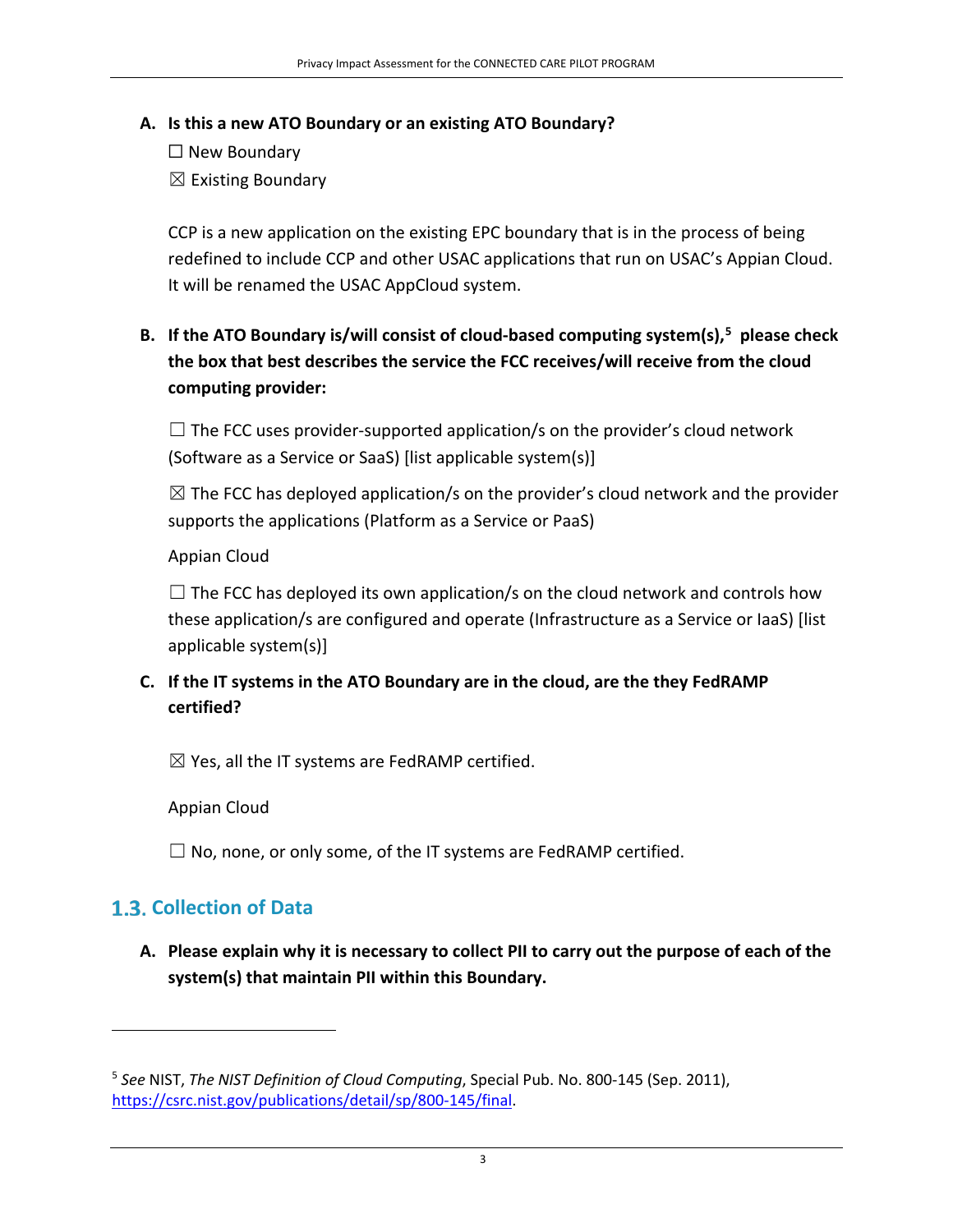**A. Is this a new ATO Boundary or an existing ATO Boundary?**

☐ New Boundary

☒ Existing Boundary

CCP is a new application on the existing EPC boundary that is in the process of being redefined to include CCP and other USAC applications that run on USAC's Appian Cloud. It will be renamed the USAC AppCloud system.

**B. If the ATO Boundary is/will consist of cloud-based computing system(s),[5] please check the box that best describes the service the FCC receives/will receive from the cloud computing provider:**

☐ The FCC uses provider-supported application/s on the provider's cloud network (Software as a Service or SaaS) [list applicable system(s)]

☒ The FCC has deployed application/s on the provider's cloud network and the provider supports the applications (Platform as a Service or PaaS)

Appian Cloud

☐ The FCC has deployed its own application/s on the cloud network and controls how these application/s are configured and operate (Infrastructure as a Service or IaaS) [list applicable system(s)]

**C. If the IT systems in the ATO Boundary are in the cloud, are the they FedRAMP certified?**

☒ Yes, all the IT systems are FedRAMP certified.

Appian Cloud

☐ No, none, or only some, of the IT systems are FedRAMP certified.

## 1.3. Collection of Data

**A. Please explain why it is necessary to collect PII to carry out the purpose of each of the system(s) that maintain PII within this Boundary.**

---

[5] *See* NIST, *The NIST Definition of Cloud Computing*, Special Pub. No. 800-145 (Sep. 2011), https://csrc.nist.gov/publications/detail/sp/800-145/final.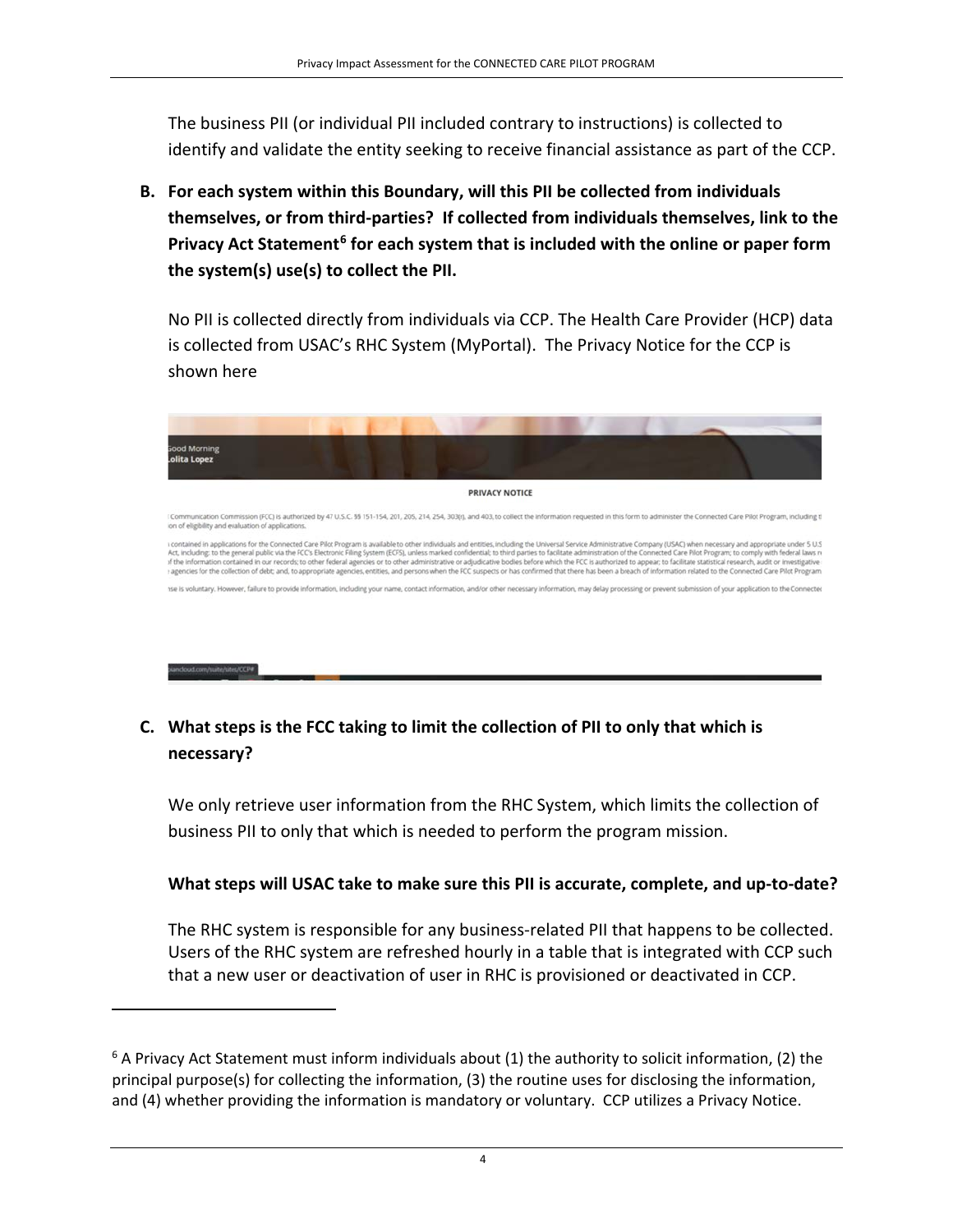The business PII (or individual PII included contrary to instructions) is collected to identify and validate the entity seeking to receive financial assistance as part of the CCP.

**B. For each system within this Boundary, will this PII be collected from individuals themselves, or from third-parties? If collected from individuals themselves, link to the Privacy Act Statement[6] for each system that is included with the online or paper form the system(s) use(s) to collect the PII.**

No PII is collected directly from individuals via CCP. The Health Care Provider (HCP) data is collected from USAC's RHC System (MyPortal). The Privacy Notice for the CCP is shown here

Good Morning
Lolita Lopez

PRIVACY NOTICE

Communication Commission (FCC) is authorized by 47 U.S.C. §§ 151-154, 201, 205, 214, 254, 303(r), and 403, to collect the information requested in this form to administer the Connected Care Pilot Program, including t ion of eligibility and evaluation of applications.

contained in applications for the Connected Care Pilot Program is available to other individuals and entities, including the Universal Service Administrative Company (USAC) when necessary and appropriate under 5 U.S Act, including: to the general public via the FCC's Electronic Filing System (ECFS), unless marked confidential; to third parties to facilitate administration of the Connected Care Pilot Program; to comply with federal laws r f the information contained in our records; to other federal agencies or to other administrative or adjudicative bodies before which the FCC is authorized to appear; to facilitate statistical research, audit or investigative agencies for the collection of debt; and, to appropriate agencies, entities, and persons when the FCC suspects or has confirmed that there has been a breach of information related to the Connected Care Pilot Program

nse is voluntary. However, failure to provide information, including your name, contact information, and/or other necessary information, may delay processing or prevent submission of your application to the Connecte

**C. What steps is the FCC taking to limit the collection of PII to only that which is necessary?**

We only retrieve user information from the RHC System, which limits the collection of business PII to only that which is needed to perform the program mission.

**What steps will USAC take to make sure this PII is accurate, complete, and up-to-date?**

The RHC system is responsible for any business-related PII that happens to be collected. Users of the RHC system are refreshed hourly in a table that is integrated with CCP such that a new user or deactivation of user in RHC is provisioned or deactivated in CCP.

---

[6] A Privacy Act Statement must inform individuals about (1) the authority to solicit information, (2) the principal purpose(s) for collecting the information, (3) the routine uses for disclosing the information, and (4) whether providing the information is mandatory or voluntary. CCP utilizes a Privacy Notice.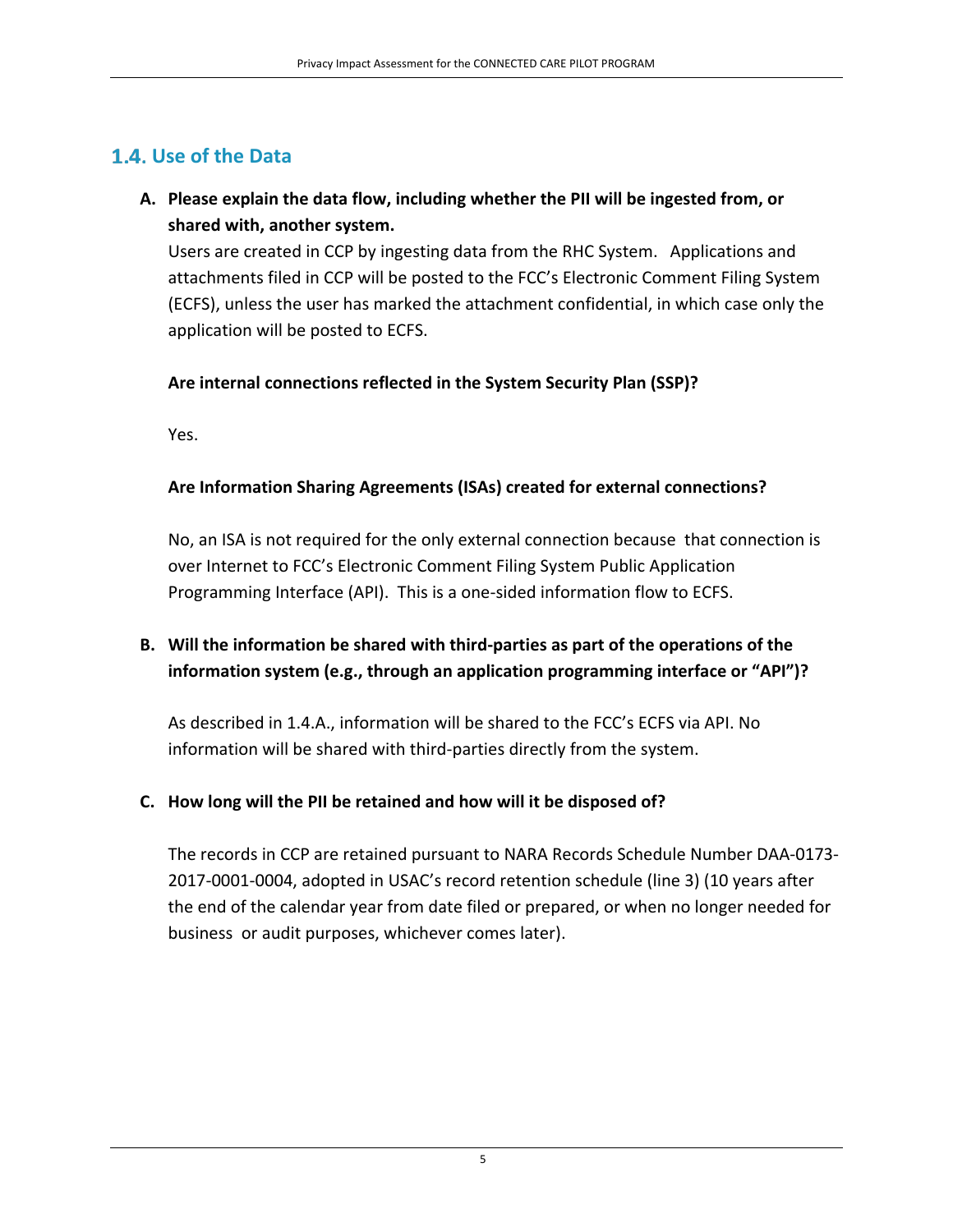## 1.4. Use of the Data

**A. Please explain the data flow, including whether the PII will be ingested from, or shared with, another system.**

Users are created in CCP by ingesting data from the RHC System. Applications and attachments filed in CCP will be posted to the FCC's Electronic Comment Filing System (ECFS), unless the user has marked the attachment confidential, in which case only the application will be posted to ECFS.

**Are internal connections reflected in the System Security Plan (SSP)?**

Yes.

**Are Information Sharing Agreements (ISAs) created for external connections?**

No, an ISA is not required for the only external connection because that connection is over Internet to FCC's Electronic Comment Filing System Public Application Programming Interface (API). This is a one-sided information flow to ECFS.

**B. Will the information be shared with third-parties as part of the operations of the information system (e.g., through an application programming interface or "API")?**

As described in 1.4.A., information will be shared to the FCC's ECFS via API. No information will be shared with third-parties directly from the system.

**C. How long will the PII be retained and how will it be disposed of?**

The records in CCP are retained pursuant to NARA Records Schedule Number DAA-0173-2017-0001-0004, adopted in USAC's record retention schedule (line 3) (10 years after the end of the calendar year from date filed or prepared, or when no longer needed for business or audit purposes, whichever comes later).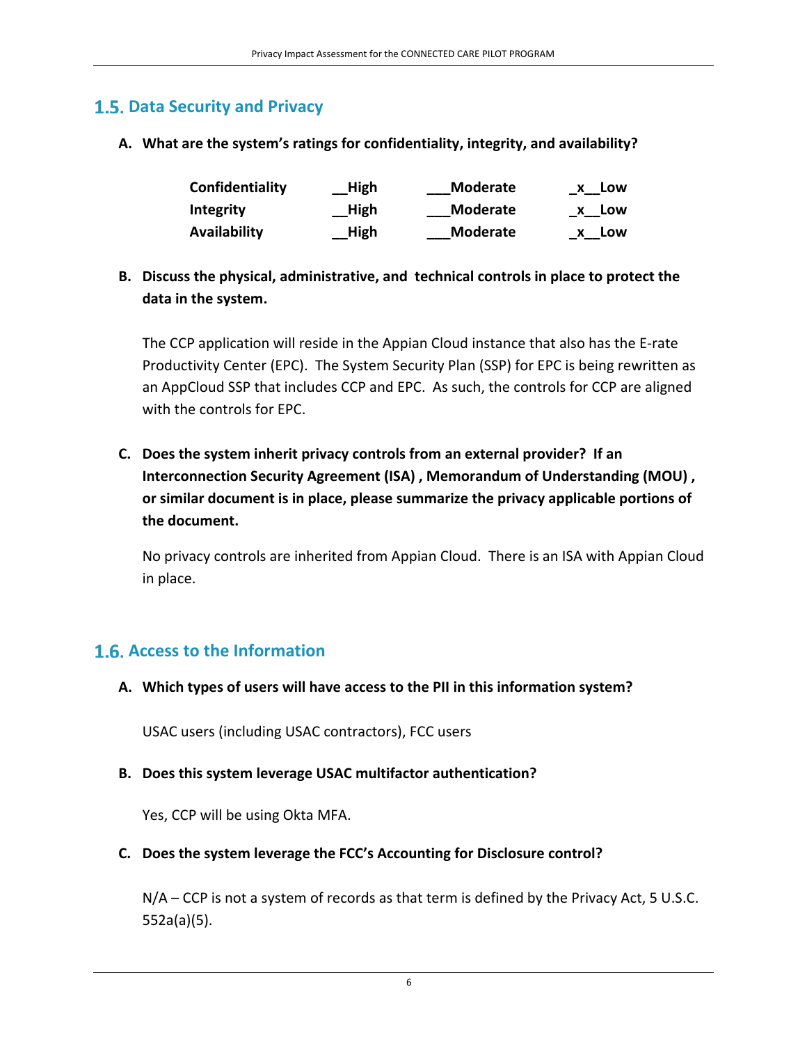## 1.5. Data Security and Privacy

**A. What are the system's ratings for confidentiality, integrity, and availability?**

| | | | |
|---|---|---|---|
| **Confidentiality** | **__High** | **___Moderate** | **_x__Low** |
| **Integrity** | **__High** | **___Moderate** | **_x__Low** |
| **Availability** | **__High** | **___Moderate** | **_x__Low** |

**B. Discuss the physical, administrative, and technical controls in place to protect the data in the system.**

The CCP application will reside in the Appian Cloud instance that also has the E-rate Productivity Center (EPC). The System Security Plan (SSP) for EPC is being rewritten as an AppCloud SSP that includes CCP and EPC. As such, the controls for CCP are aligned with the controls for EPC.

**C. Does the system inherit privacy controls from an external provider? If an Interconnection Security Agreement (ISA) , Memorandum of Understanding (MOU) , or similar document is in place, please summarize the privacy applicable portions of the document.**

No privacy controls are inherited from Appian Cloud. There is an ISA with Appian Cloud in place.

## 1.6. Access to the Information

**A. Which types of users will have access to the PII in this information system?**

USAC users (including USAC contractors), FCC users

**B. Does this system leverage USAC multifactor authentication?**

Yes, CCP will be using Okta MFA.

**C. Does the system leverage the FCC's Accounting for Disclosure control?**

N/A – CCP is not a system of records as that term is defined by the Privacy Act, 5 U.S.C. 552a(a)(5).